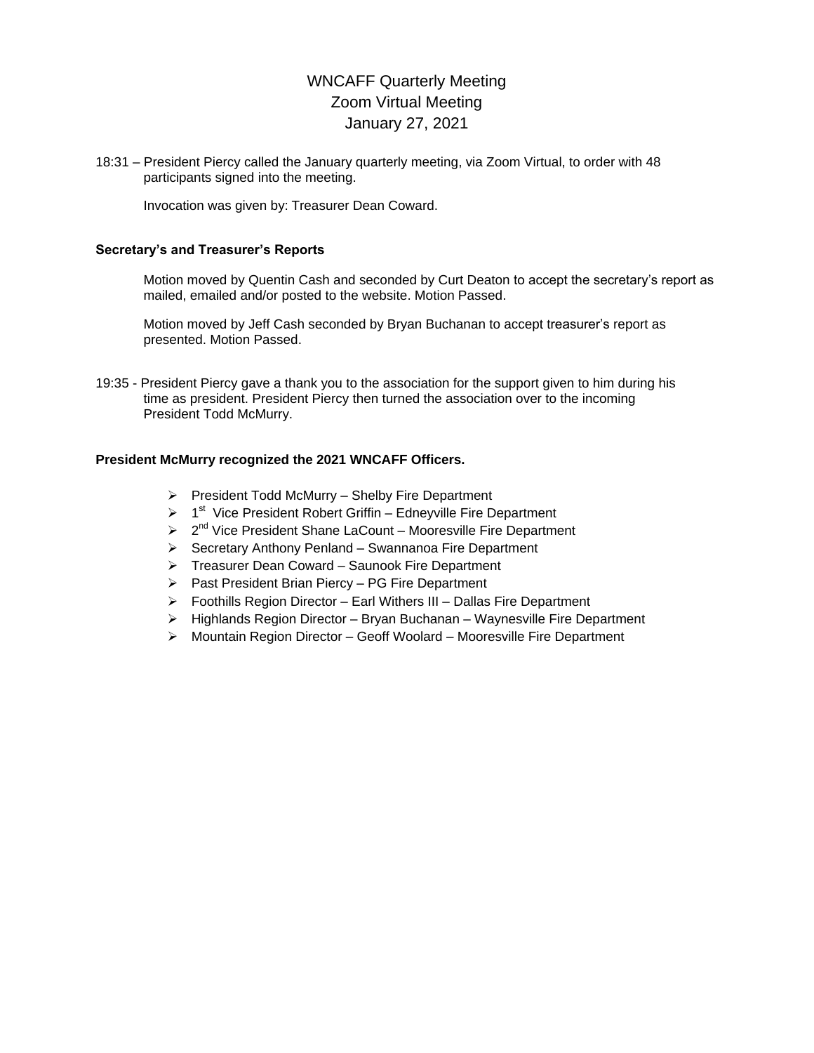# WNCAFF Quarterly Meeting
## Zoom Virtual Meeting
## January 27, 2021

18:31 – President Piercy called the January quarterly meeting, via Zoom Virtual, to order with 48 participants signed into the meeting.

Invocation was given by: Treasurer Dean Coward.

**Secretary's and Treasurer's Reports**

Motion moved by Quentin Cash and seconded by Curt Deaton to accept the secretary's report as mailed, emailed and/or posted to the website. Motion Passed.

Motion moved by Jeff Cash seconded by Bryan Buchanan to accept treasurer's report as presented. Motion Passed.

19:35 - President Piercy gave a thank you to the association for the support given to him during his time as president. President Piercy then turned the association over to the incoming President Todd McMurry.

**President McMurry recognized the 2021 WNCAFF Officers.**

- President Todd McMurry – Shelby Fire Department
- 1st Vice President Robert Griffin – Edneyville Fire Department
- 2nd Vice President Shane LaCount – Mooresville Fire Department
- Secretary Anthony Penland – Swannanoa Fire Department
- Treasurer Dean Coward – Saunook Fire Department
- Past President Brian Piercy – PG Fire Department
- Foothills Region Director – Earl Withers III – Dallas Fire Department
- Highlands Region Director – Bryan Buchanan – Waynesville Fire Department
- Mountain Region Director – Geoff Woolard – Mooresville Fire Department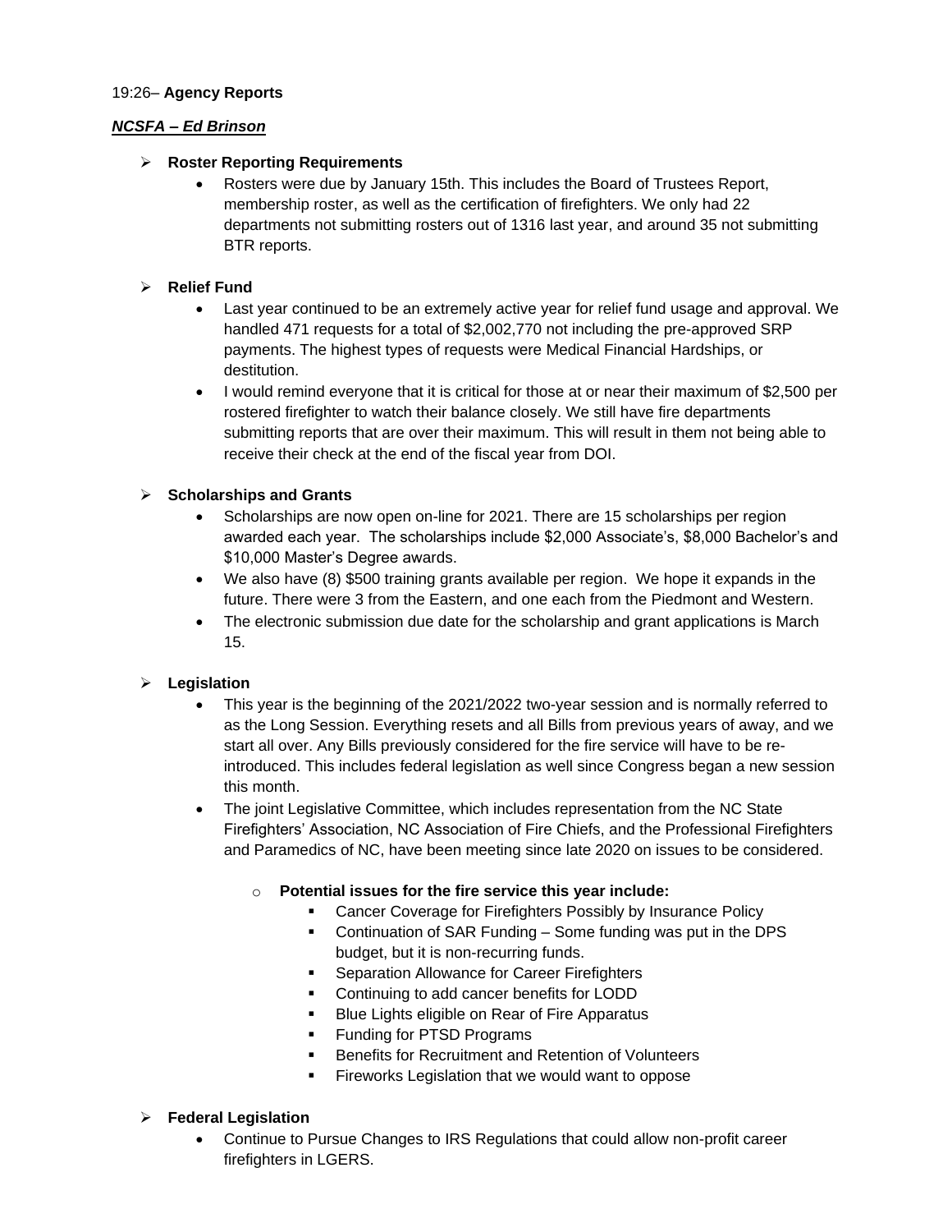19:26– **Agency Reports**

***NCSFA – Ed Brinson***

- **Roster Reporting Requirements**
  - Rosters were due by January 15th. This includes the Board of Trustees Report, membership roster, as well as the certification of firefighters. We only had 22 departments not submitting rosters out of 1316 last year, and around 35 not submitting BTR reports.

- **Relief Fund**
  - Last year continued to be an extremely active year for relief fund usage and approval. We handled 471 requests for a total of $2,002,770 not including the pre-approved SRP payments. The highest types of requests were Medical Financial Hardships, or destitution.
  - I would remind everyone that it is critical for those at or near their maximum of $2,500 per rostered firefighter to watch their balance closely. We still have fire departments submitting reports that are over their maximum. This will result in them not being able to receive their check at the end of the fiscal year from DOI.

- **Scholarships and Grants**
  - Scholarships are now open on-line for 2021. There are 15 scholarships per region awarded each year. The scholarships include $2,000 Associate's, $8,000 Bachelor's and $10,000 Master's Degree awards.
  - We also have (8) $500 training grants available per region. We hope it expands in the future. There were 3 from the Eastern, and one each from the Piedmont and Western.
  - The electronic submission due date for the scholarship and grant applications is March 15.

- **Legislation**
  - This year is the beginning of the 2021/2022 two-year session and is normally referred to as the Long Session. Everything resets and all Bills from previous years of away, and we start all over. Any Bills previously considered for the fire service will have to be re-introduced. This includes federal legislation as well since Congress began a new session this month.
  - The joint Legislative Committee, which includes representation from the NC State Firefighters' Association, NC Association of Fire Chiefs, and the Professional Firefighters and Paramedics of NC, have been meeting since late 2020 on issues to be considered.
    - **Potential issues for the fire service this year include:**
      - Cancer Coverage for Firefighters Possibly by Insurance Policy
      - Continuation of SAR Funding – Some funding was put in the DPS budget, but it is non-recurring funds.
      - Separation Allowance for Career Firefighters
      - Continuing to add cancer benefits for LODD
      - Blue Lights eligible on Rear of Fire Apparatus
      - Funding for PTSD Programs
      - Benefits for Recruitment and Retention of Volunteers
      - Fireworks Legislation that we would want to oppose

- **Federal Legislation**
  - Continue to Pursue Changes to IRS Regulations that could allow non-profit career firefighters in LGERS.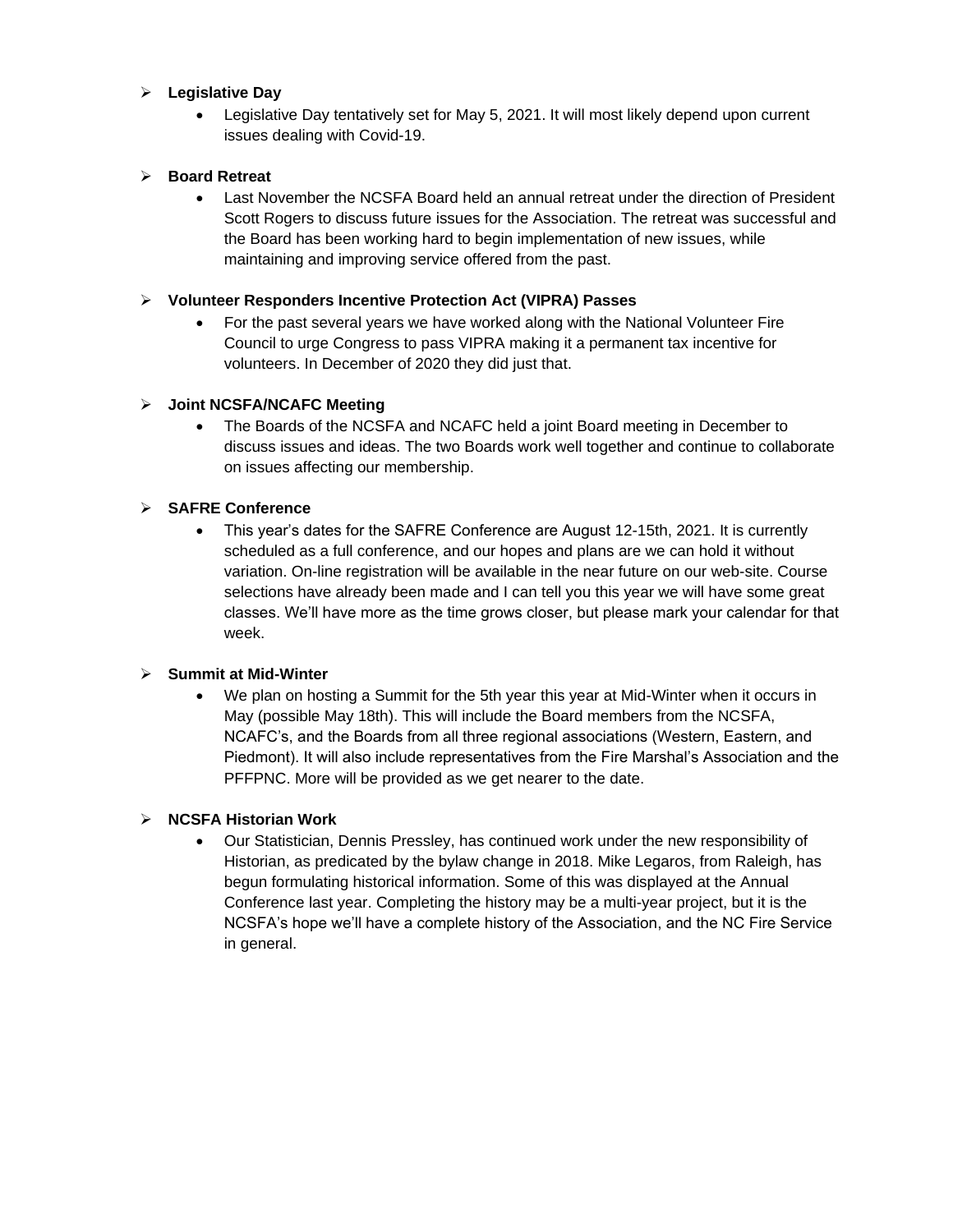- **Legislative Day**
  - Legislative Day tentatively set for May 5, 2021. It will most likely depend upon current issues dealing with Covid-19.

- **Board Retreat**
  - Last November the NCSFA Board held an annual retreat under the direction of President Scott Rogers to discuss future issues for the Association. The retreat was successful and the Board has been working hard to begin implementation of new issues, while maintaining and improving service offered from the past.

- **Volunteer Responders Incentive Protection Act (VIPRA) Passes**
  - For the past several years we have worked along with the National Volunteer Fire Council to urge Congress to pass VIPRA making it a permanent tax incentive for volunteers. In December of 2020 they did just that.

- **Joint NCSFA/NCAFC Meeting**
  - The Boards of the NCSFA and NCAFC held a joint Board meeting in December to discuss issues and ideas. The two Boards work well together and continue to collaborate on issues affecting our membership.

- **SAFRE Conference**
  - This year's dates for the SAFRE Conference are August 12-15th, 2021. It is currently scheduled as a full conference, and our hopes and plans are we can hold it without variation. On-line registration will be available in the near future on our web-site. Course selections have already been made and I can tell you this year we will have some great classes. We'll have more as the time grows closer, but please mark your calendar for that week.

- **Summit at Mid-Winter**
  - We plan on hosting a Summit for the 5th year this year at Mid-Winter when it occurs in May (possible May 18th). This will include the Board members from the NCSFA, NCAFC's, and the Boards from all three regional associations (Western, Eastern, and Piedmont). It will also include representatives from the Fire Marshal's Association and the PFFPNC. More will be provided as we get nearer to the date.

- **NCSFA Historian Work**
  - Our Statistician, Dennis Pressley, has continued work under the new responsibility of Historian, as predicated by the bylaw change in 2018. Mike Legaros, from Raleigh, has begun formulating historical information. Some of this was displayed at the Annual Conference last year. Completing the history may be a multi-year project, but it is the NCSFA's hope we'll have a complete history of the Association, and the NC Fire Service in general.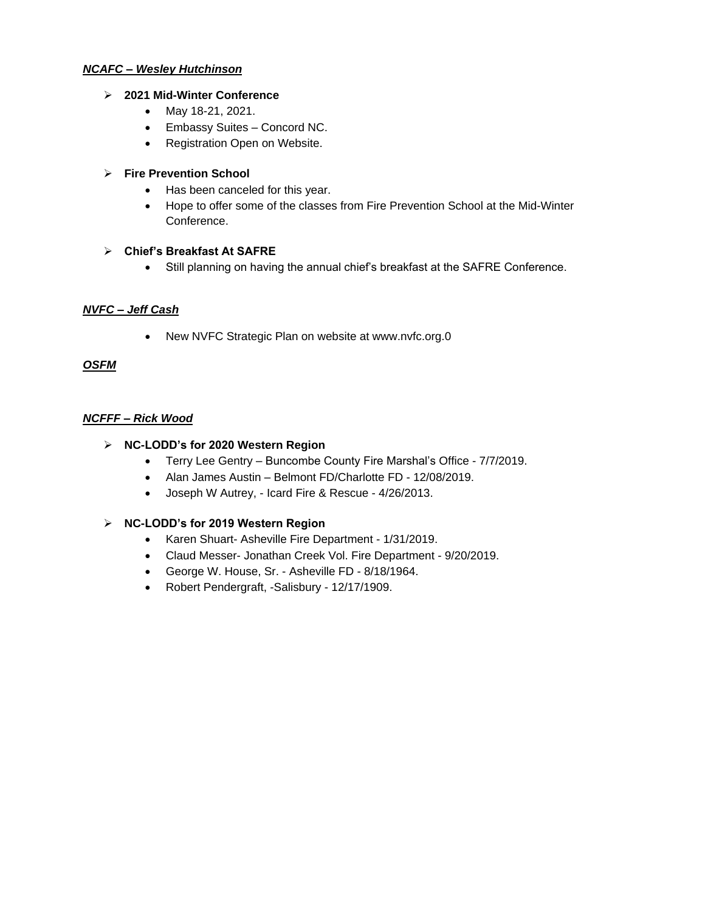***NCAFC – Wesley Hutchinson***

- **2021 Mid-Winter Conference**
  - May 18-21, 2021.
  - Embassy Suites – Concord NC.
  - Registration Open on Website.

- **Fire Prevention School**
  - Has been canceled for this year.
  - Hope to offer some of the classes from Fire Prevention School at the Mid-Winter Conference.

- **Chief's Breakfast At SAFRE**
  - Still planning on having the annual chief's breakfast at the SAFRE Conference.

***NVFC – Jeff Cash***

- New NVFC Strategic Plan on website at www.nvfc.org.0

***OSFM***

***NCFFF – Rick Wood***

- **NC-LODD's for 2020 Western Region**
  - Terry Lee Gentry – Buncombe County Fire Marshal's Office - 7/7/2019.
  - Alan James Austin – Belmont FD/Charlotte FD - 12/08/2019.
  - Joseph W Autrey, - Icard Fire & Rescue - 4/26/2013.

- **NC-LODD's for 2019 Western Region**
  - Karen Shuart- Asheville Fire Department - 1/31/2019.
  - Claud Messer- Jonathan Creek Vol. Fire Department - 9/20/2019.
  - George W. House, Sr. - Asheville FD - 8/18/1964.
  - Robert Pendergraft, -Salisbury - 12/17/1909.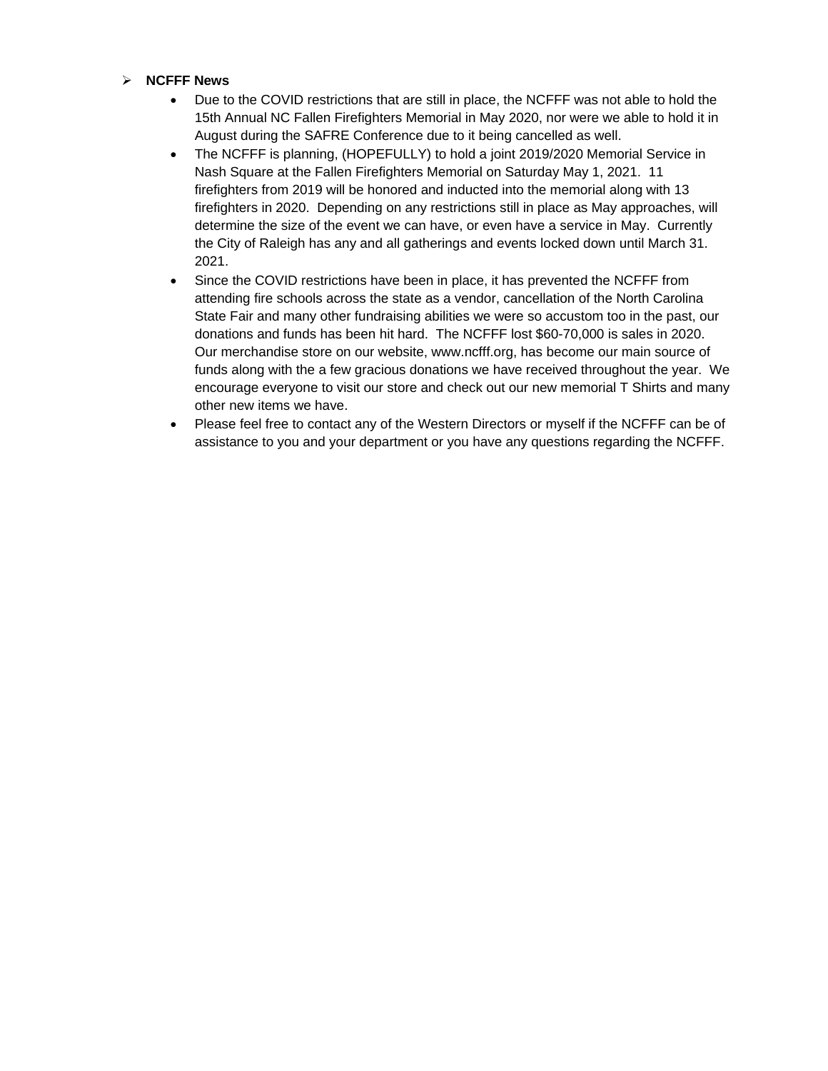- **NCFFF News**
  - Due to the COVID restrictions that are still in place, the NCFFF was not able to hold the 15th Annual NC Fallen Firefighters Memorial in May 2020, nor were we able to hold it in August during the SAFRE Conference due to it being cancelled as well.
  - The NCFFF is planning, (HOPEFULLY) to hold a joint 2019/2020 Memorial Service in Nash Square at the Fallen Firefighters Memorial on Saturday May 1, 2021. 11 firefighters from 2019 will be honored and inducted into the memorial along with 13 firefighters in 2020. Depending on any restrictions still in place as May approaches, will determine the size of the event we can have, or even have a service in May. Currently the City of Raleigh has any and all gatherings and events locked down until March 31. 2021.
  - Since the COVID restrictions have been in place, it has prevented the NCFFF from attending fire schools across the state as a vendor, cancellation of the North Carolina State Fair and many other fundraising abilities we were so accustom too in the past, our donations and funds has been hit hard. The NCFFF lost $60-70,000 is sales in 2020. Our merchandise store on our website, www.ncfff.org, has become our main source of funds along with the a few gracious donations we have received throughout the year. We encourage everyone to visit our store and check out our new memorial T Shirts and many other new items we have.
  - Please feel free to contact any of the Western Directors or myself if the NCFFF can be of assistance to you and your department or you have any questions regarding the NCFFF.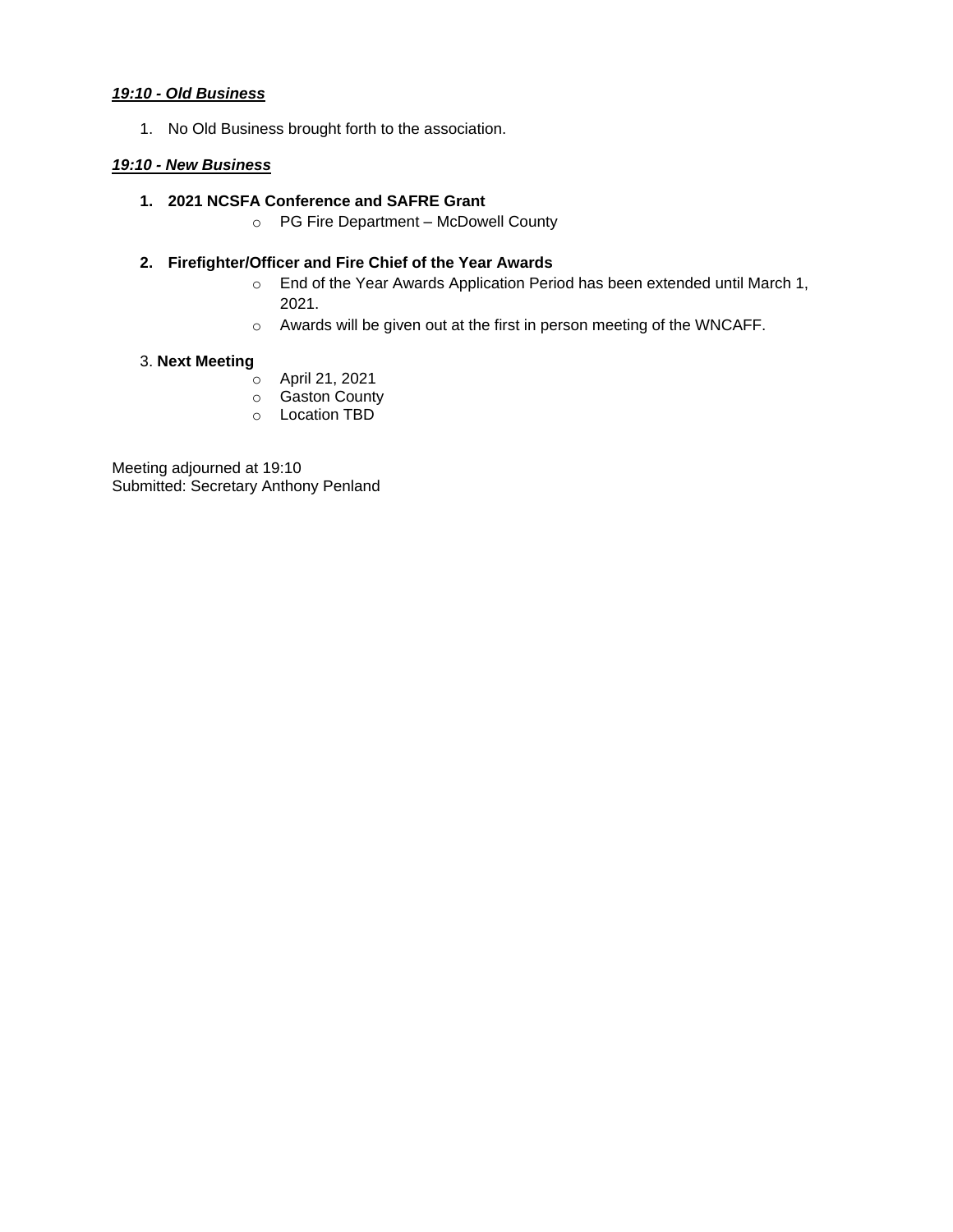***19:10 - Old Business***

1. No Old Business brought forth to the association.

***19:10 - New Business***

1. **2021 NCSFA Conference and SAFRE Grant**
   - PG Fire Department – McDowell County

2. **Firefighter/Officer and Fire Chief of the Year Awards**
   - End of the Year Awards Application Period has been extended until March 1, 2021.
   - Awards will be given out at the first in person meeting of the WNCAFF.

3. **Next Meeting**
   - April 21, 2021
   - Gaston County
   - Location TBD

Meeting adjourned at 19:10
Submitted: Secretary Anthony Penland